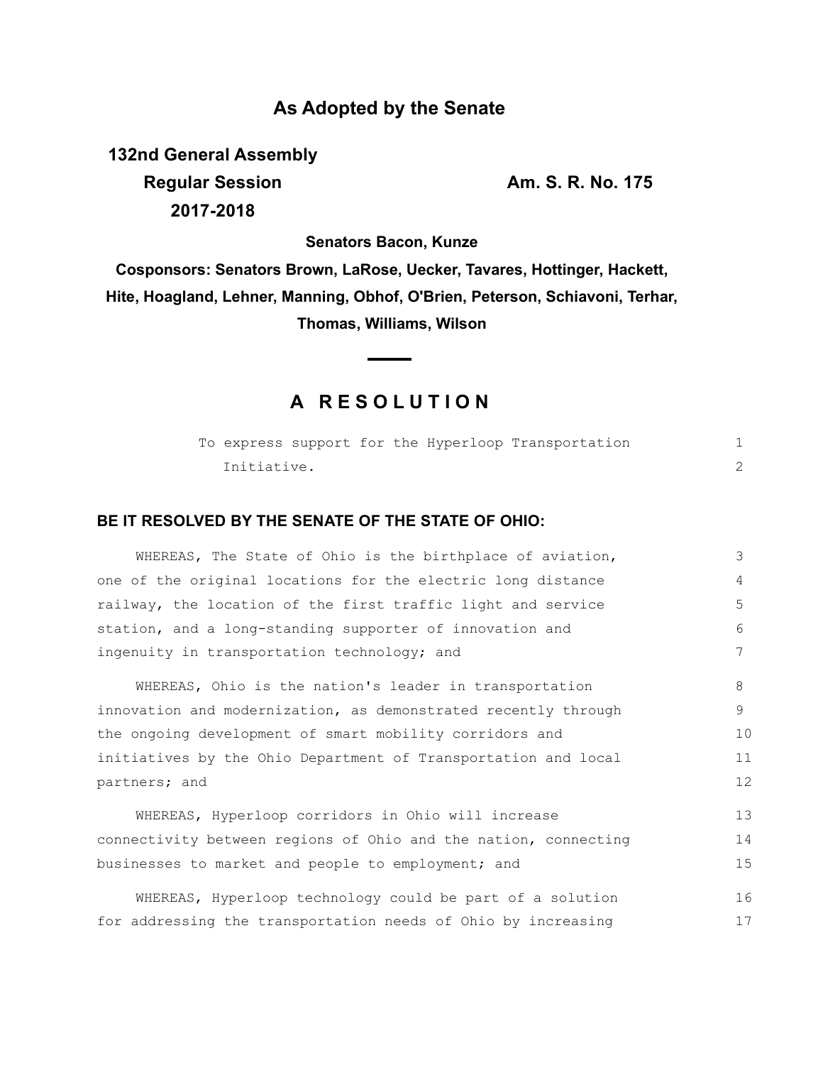## As Adopted by the Senate

**132nd General Assembly**
**Regular Session**
**2017-2018**

**Am. S. R. No. 175**

**Senators Bacon, Kunze**

**Cosponsors: Senators Brown, LaRose, Uecker, Tavares, Hottinger, Hackett, Hite, Hoagland, Lehner, Manning, Obhof, O'Brien, Peterson, Schiavoni, Terhar, Thomas, Williams, Wilson**

# A RESOLUTION

To express support for the Hyperloop Transportation Initiative.

**BE IT RESOLVED BY THE SENATE OF THE STATE OF OHIO:**

WHEREAS, The State of Ohio is the birthplace of aviation, one of the original locations for the electric long distance railway, the location of the first traffic light and service station, and a long-standing supporter of innovation and ingenuity in transportation technology; and

WHEREAS, Ohio is the nation's leader in transportation innovation and modernization, as demonstrated recently through the ongoing development of smart mobility corridors and initiatives by the Ohio Department of Transportation and local partners; and

WHEREAS, Hyperloop corridors in Ohio will increase connectivity between regions of Ohio and the nation, connecting businesses to market and people to employment; and

WHEREAS, Hyperloop technology could be part of a solution for addressing the transportation needs of Ohio by increasing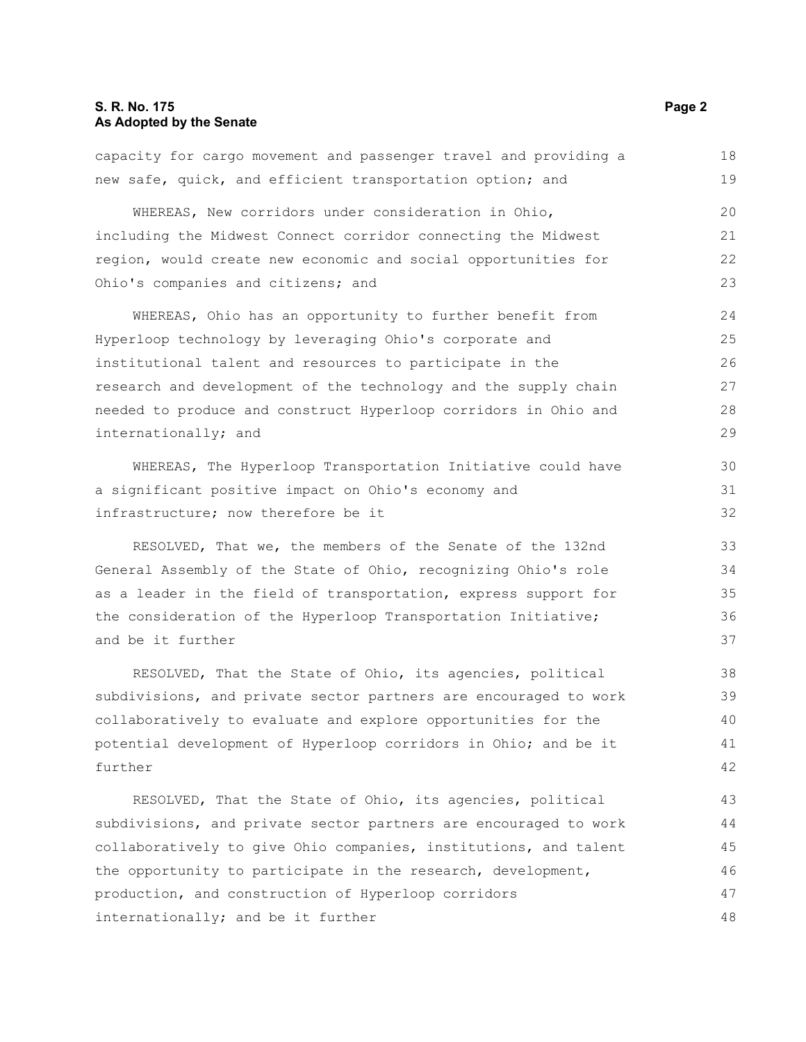capacity for cargo movement and passenger travel and providing a new safe, quick, and efficient transportation option; and

WHEREAS, New corridors under consideration in Ohio, including the Midwest Connect corridor connecting the Midwest region, would create new economic and social opportunities for Ohio's companies and citizens; and

WHEREAS, Ohio has an opportunity to further benefit from Hyperloop technology by leveraging Ohio's corporate and institutional talent and resources to participate in the research and development of the technology and the supply chain needed to produce and construct Hyperloop corridors in Ohio and internationally; and

WHEREAS, The Hyperloop Transportation Initiative could have a significant positive impact on Ohio's economy and infrastructure; now therefore be it

RESOLVED, That we, the members of the Senate of the 132nd General Assembly of the State of Ohio, recognizing Ohio's role as a leader in the field of transportation, express support for the consideration of the Hyperloop Transportation Initiative; and be it further

RESOLVED, That the State of Ohio, its agencies, political subdivisions, and private sector partners are encouraged to work collaboratively to evaluate and explore opportunities for the potential development of Hyperloop corridors in Ohio; and be it further

RESOLVED, That the State of Ohio, its agencies, political subdivisions, and private sector partners are encouraged to work collaboratively to give Ohio companies, institutions, and talent the opportunity to participate in the research, development, production, and construction of Hyperloop corridors internationally; and be it further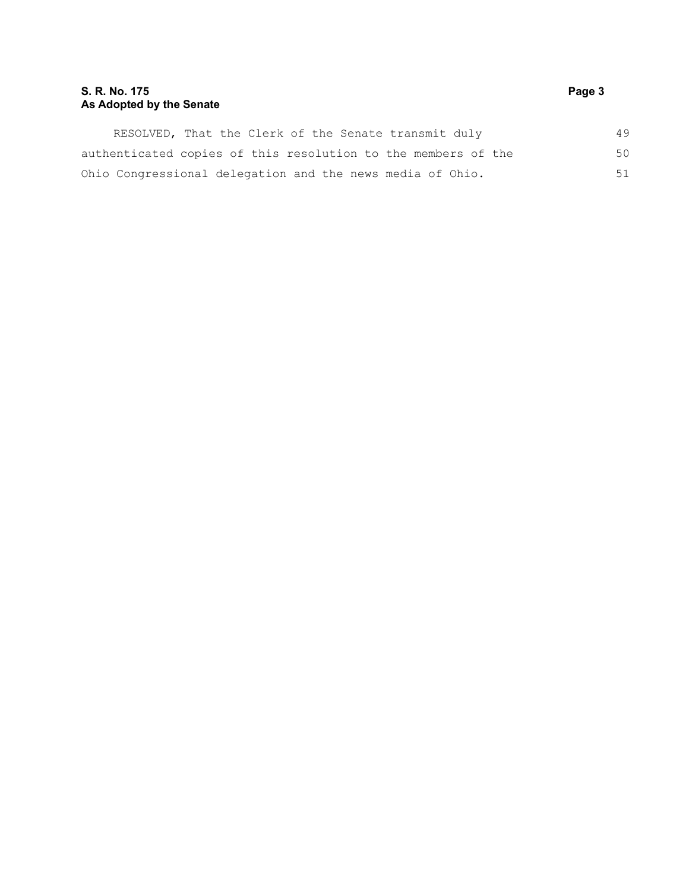RESOLVED, That the Clerk of the Senate transmit duly authenticated copies of this resolution to the members of the Ohio Congressional delegation and the news media of Ohio.